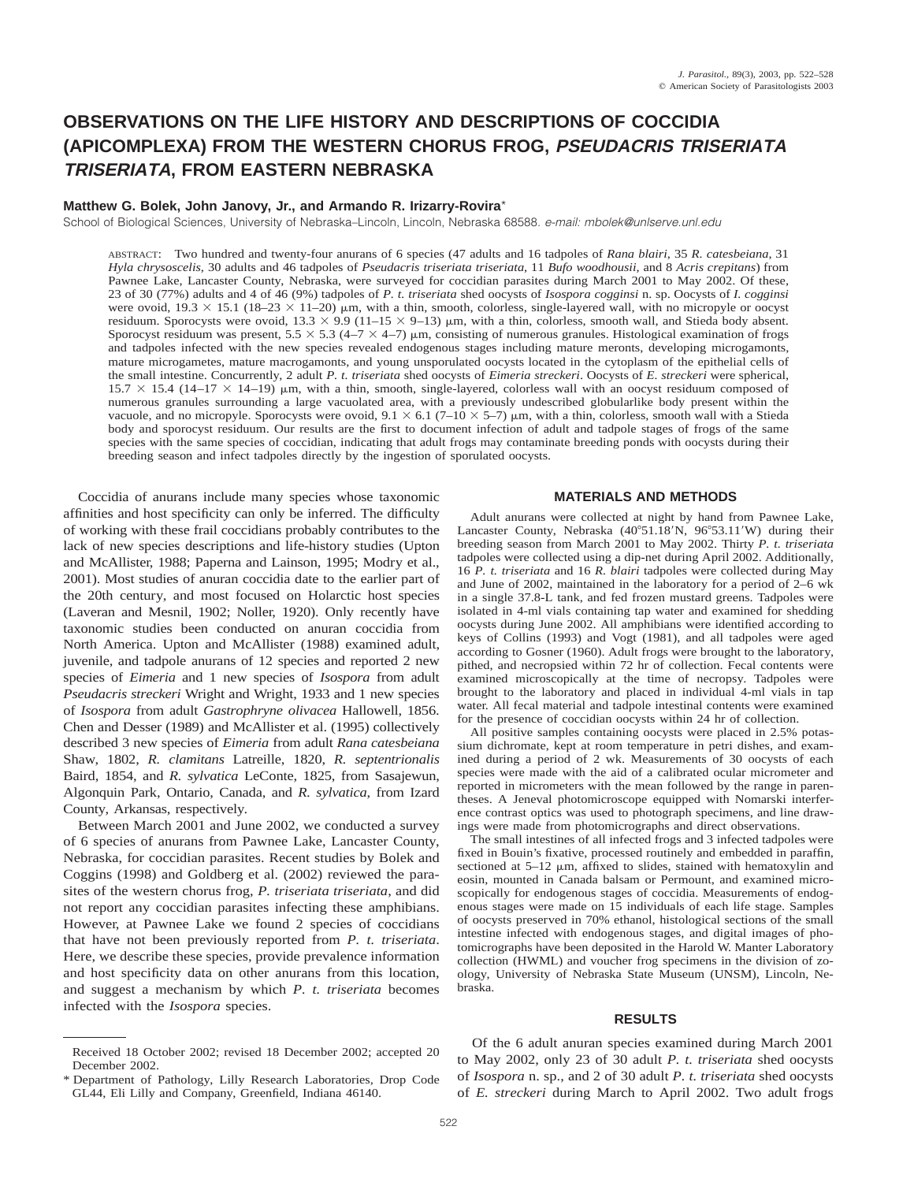# OBSERVATIONS ON THE LIFE HISTORY AND DESCRIPTIONS OF COCCIDIA (APICOMPLEXA) FROM THE WESTERN CHORUS FROG, *PSEUDACRIS TRISERIATA TRISERIATA*, FROM EASTERN NEBRASKA

**Matthew G. Bolek, John Janovy, Jr., and Armando R. Irizarry-Rovira***

School of Biological Sciences, University of Nebraska–Lincoln, Lincoln, Nebraska 68588. *e-mail: mbolek@unlserve.unl.edu*

ABSTRACT: Two hundred and twenty-four anurans of 6 species (47 adults and 16 tadpoles of *Rana blairi*, 35 *R. catesbeiana*, 31 *Hyla chrysoscelis*, 30 adults and 46 tadpoles of *Pseudacris triseriata triseriata*, 11 *Bufo woodhousii*, and 8 *Acris crepitans*) from Pawnee Lake, Lancaster County, Nebraska, were surveyed for coccidian parasites during March 2001 to May 2002. Of these, 23 of 30 (77%) adults and 4 of 46 (9%) tadpoles of *P. t. triseriata* shed oocysts of *Isospora cogginsi* n. sp. Oocysts of *I. cogginsi* were ovoid, 19.3 × 15.1 (18–23 × 11–20) μm, with a thin, smooth, colorless, single-layered wall, with no micropyle or oocyst residuum. Sporocysts were ovoid, 13.3 × 9.9 (11–15 × 9–13) μm, with a thin, colorless, smooth wall, and Stieda body absent. Sporocyst residuum was present, 5.5 × 5.3 (4–7 × 4–7) μm, consisting of numerous granules. Histological examination of frogs and tadpoles infected with the new species revealed endogenous stages including mature meronts, developing microgamonts, mature microgametes, mature macrogamonts, and young unsporulated oocysts located in the cytoplasm of the epithelial cells of the small intestine. Concurrently, 2 adult *P. t. triseriata* shed oocysts of *Eimeria streckeri*. Oocysts of *E. streckeri* were spherical, 15.7 × 15.4 (14–17 × 14–19) μm, with a thin, smooth, single-layered, colorless wall with an oocyst residuum composed of numerous granules surrounding a large vacuolated area, with a previously undescribed globularlike body present within the vacuole, and no micropyle. Sporocysts were ovoid, 9.1 × 6.1 (7–10 × 5–7) μm, with a thin, colorless, smooth wall with a Stieda body and sporocyst residuum. Our results are the first to document infection of adult and tadpole stages of frogs of the same species with the same species of coccidian, indicating that adult frogs may contaminate breeding ponds with oocysts during their breeding season and infect tadpoles directly by the ingestion of sporulated oocysts.

Coccidia of anurans include many species whose taxonomic affinities and host specificity can only be inferred. The difficulty of working with these frail coccidians probably contributes to the lack of new species descriptions and life-history studies (Upton and McAllister, 1988; Paperna and Lainson, 1995; Modry et al., 2001). Most studies of anuran coccidia date to the earlier part of the 20th century, and most focused on Holarctic host species (Laveran and Mesnil, 1902; Noller, 1920). Only recently have taxonomic studies been conducted on anuran coccidia from North America. Upton and McAllister (1988) examined adult, juvenile, and tadpole anurans of 12 species and reported 2 new species of *Eimeria* and 1 new species of *Isospora* from adult *Pseudacris streckeri* Wright and Wright, 1933 and 1 new species of *Isospora* from adult *Gastrophryne olivacea* Hallowell, 1856. Chen and Desser (1989) and McAllister et al. (1995) collectively described 3 new species of *Eimeria* from adult *Rana catesbeiana* Shaw, 1802, *R. clamitans* Latreille, 1820, *R. septentrionalis* Baird, 1854, and *R. sylvatica* LeConte, 1825, from Sasajewun, Algonquin Park, Ontario, Canada, and *R. sylvatica*, from Izard County, Arkansas, respectively.

Between March 2001 and June 2002, we conducted a survey of 6 species of anurans from Pawnee Lake, Lancaster County, Nebraska, for coccidian parasites. Recent studies by Bolek and Coggins (1998) and Goldberg et al. (2002) reviewed the parasites of the western chorus frog, *P. triseriata triseriata*, and did not report any coccidian parasites infecting these amphibians. However, at Pawnee Lake we found 2 species of coccidians that have not been previously reported from *P. t. triseriata*. Here, we describe these species, provide prevalence information and host specificity data on other anurans from this location, and suggest a mechanism by which *P. t. triseriata* becomes infected with the *Isospora* species.

## MATERIALS AND METHODS

Adult anurans were collected at night by hand from Pawnee Lake, Lancaster County, Nebraska (40°51.18′N, 96°53.11′W) during their breeding season from March 2001 to May 2002. Thirty *P. t. triseriata* tadpoles were collected using a dip-net during April 2002. Additionally, 16 *P. t. triseriata* and 16 *R. blairi* tadpoles were collected during May and June of 2002, maintained in the laboratory for a period of 2–6 wk in a single 37.8-L tank, and fed frozen mustard greens. Tadpoles were isolated in 4-ml vials containing tap water and examined for shedding oocysts during June 2002. All amphibians were identified according to keys of Collins (1993) and Vogt (1981), and all tadpoles were aged according to Gosner (1960). Adult frogs were brought to the laboratory, pithed, and necropsied within 72 hr of collection. Fecal contents were examined microscopically at the time of necropsy. Tadpoles were brought to the laboratory and placed in individual 4-ml vials in tap water. All fecal material and tadpole intestinal contents were examined for the presence of coccidian oocysts within 24 hr of collection.

All positive samples containing oocysts were placed in 2.5% potassium dichromate, kept at room temperature in petri dishes, and examined during a period of 2 wk. Measurements of 30 oocysts of each species were made with the aid of a calibrated ocular micrometer and reported in micrometers with the mean followed by the range in parentheses. A Jeneval photomicroscope equipped with Nomarski interference contrast optics was used to photograph specimens, and line drawings were made from photomicrographs and direct observations.

The small intestines of all infected frogs and 3 infected tadpoles were fixed in Bouin's fixative, processed routinely and embedded in paraffin, sectioned at 5–12 μm, affixed to slides, stained with hematoxylin and eosin, mounted in Canada balsam or Permount, and examined microscopically for endogenous stages of coccidia. Measurements of endogenous stages were made on 15 individuals of each life stage. Samples of oocysts preserved in 70% ethanol, histological sections of the small intestine infected with endogenous stages, and digital images of photomicrographs have been deposited in the Harold W. Manter Laboratory collection (HWML) and voucher frog specimens in the division of zoology, University of Nebraska State Museum (UNSM), Lincoln, Nebraska.

## RESULTS

Of the 6 adult anuran species examined during March 2001 to May 2002, only 23 of 30 adult *P. t. triseriata* shed oocysts of *Isospora* n. sp., and 2 of 30 adult *P. t. triseriata* shed oocysts of *E. streckeri* during March to April 2002. Two adult frogs

Received 18 October 2002; revised 18 December 2002; accepted 20 December 2002.

* Department of Pathology, Lilly Research Laboratories, Drop Code GL44, Eli Lilly and Company, Greenfield, Indiana 46140.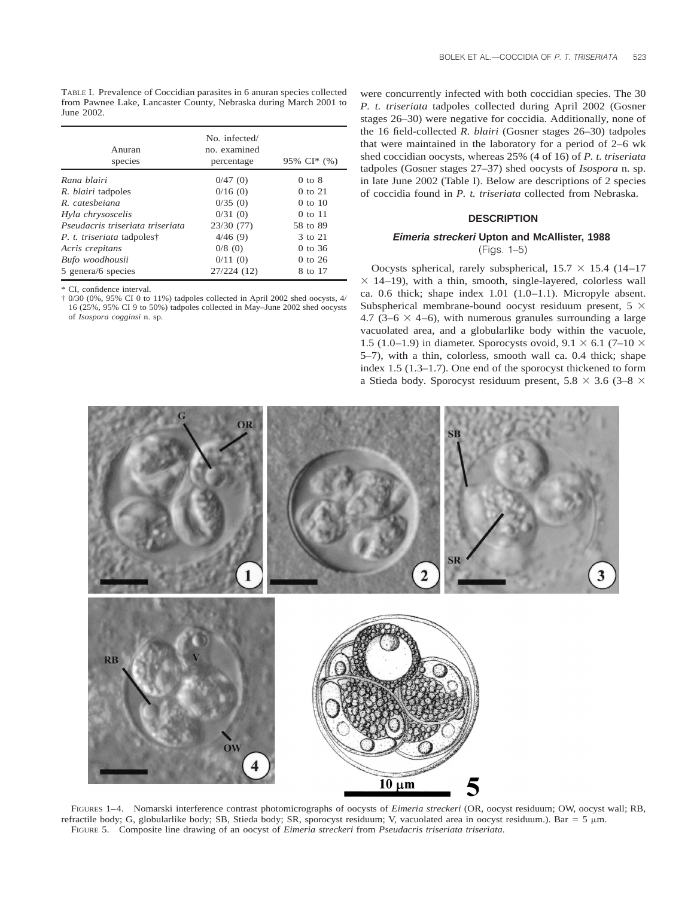TABLE I. Prevalence of Coccidian parasites in 6 anuran species collected from Pawnee Lake, Lancaster County, Nebraska during March 2001 to June 2002.

| Anuran species | No. infected/ no. examined percentage | 95% CI* (%) |
|---|---|---|
| *Rana blairi* | 0/47 (0) | 0 to 8 |
| *R. blairi* tadpoles | 0/16 (0) | 0 to 21 |
| *R. catesbeiana* | 0/35 (0) | 0 to 10 |
| *Hyla chrysoscelis* | 0/31 (0) | 0 to 11 |
| *Pseudacris triseriata triseriata* | 23/30 (77) | 58 to 89 |
| *P. t. triseriata* tadpoles† | 4/46 (9) | 3 to 21 |
| *Acris crepitans* | 0/8 (0) | 0 to 36 |
| *Bufo woodhousii* | 0/11 (0) | 0 to 26 |
| 5 genera/6 species | 27/224 (12) | 8 to 17 |

\* CI, confidence interval.

† 0/30 (0%, 95% CI 0 to 11%) tadpoles collected in April 2002 shed oocysts, 4/16 (25%, 95% CI 9 to 50%) tadpoles collected in May–June 2002 shed oocysts of *Isospora cogginsi* n. sp.

were concurrently infected with both coccidian species. The 30 *P. t. triseriata* tadpoles collected during April 2002 (Gosner stages 26–30) were negative for coccidia. Additionally, none of the 16 field-collected *R. blairi* (Gosner stages 26–30) tadpoles that were maintained in the laboratory for a period of 2–6 wk shed coccidian oocysts, whereas 25% (4 of 16) of *P. t. triseriata* tadpoles (Gosner stages 27–37) shed oocysts of *Isospora* n. sp. in late June 2002 (Table I). Below are descriptions of 2 species of coccidia found in *P. t. triseriata* collected from Nebraska.

## DESCRIPTION

### *Eimeria streckeri* Upton and McAllister, 1988

(Figs. 1–5)

Oocysts spherical, rarely subspherical, 15.7 × 15.4 (14–17 × 14–19), with a thin, smooth, single-layered, colorless wall ca. 0.6 thick; shape index 1.01 (1.0–1.1). Micropyle absent. Subspherical membrane-bound oocyst residuum present, 5 × 4.7 (3–6 × 4–6), with numerous granules surrounding a large vacuolated area, and a globularlike body within the vacuole, 1.5 (1.0–1.9) in diameter. Sporocysts ovoid, 9.1 × 6.1 (7–10 × 5–7), with a thin, colorless, smooth wall ca. 0.4 thick; shape index 1.5 (1.3–1.7). One end of the sporocyst thickened to form a Stieda body. Sporocyst residuum present, 5.8 × 3.6 (3–8 ×

FIGURES 1–4. Nomarski interference contrast photomicrographs of oocysts of *Eimeria streckeri* (OR, oocyst residuum; OW, oocyst wall; RB, refractile body; G, globularlike body; SB, Stieda body; SR, sporocyst residuum; V, vacuolated area in oocyst residuum.). Bar = 5 μm.

FIGURE 5. Composite line drawing of an oocyst of *Eimeria streckeri* from *Pseudacris triseriata triseriata*.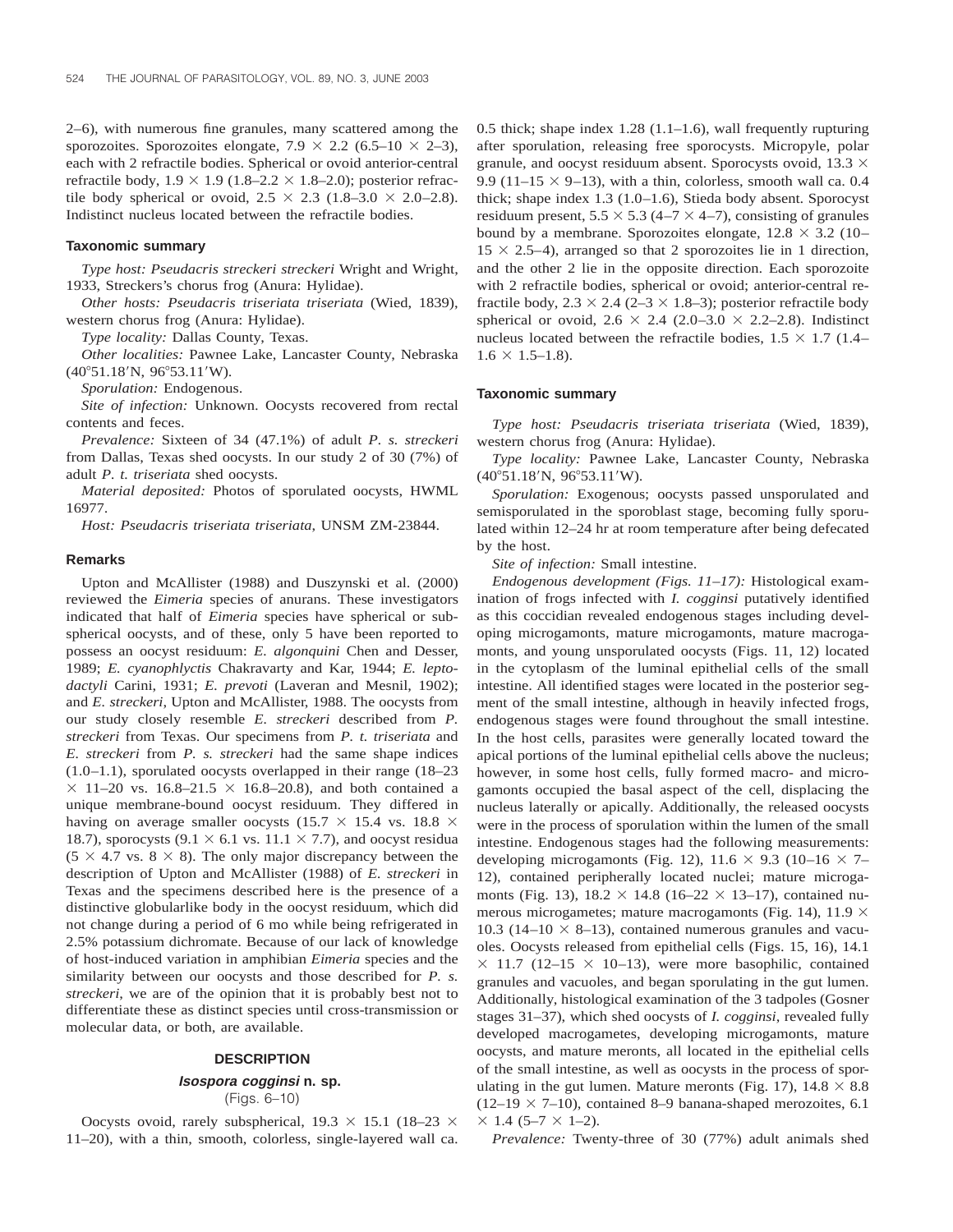2–6), with numerous fine granules, many scattered among the sporozoites. Sporozoites elongate, 7.9 × 2.2 (6.5–10 × 2–3), each with 2 refractile bodies. Spherical or ovoid anterior-central refractile body, 1.9 × 1.9 (1.8–2.2 × 1.8–2.0); posterior refractile body spherical or ovoid, 2.5 × 2.3 (1.8–3.0 × 2.0–2.8). Indistinct nucleus located between the refractile bodies.

### Taxonomic summary

*Type host: Pseudacris streckeri streckeri* Wright and Wright, 1933, Streckers's chorus frog (Anura: Hylidae).

*Other hosts: Pseudacris triseriata triseriata* (Wied, 1839), western chorus frog (Anura: Hylidae).

*Type locality:* Dallas County, Texas.

*Other localities:* Pawnee Lake, Lancaster County, Nebraska (40°51.18′N, 96°53.11′W).

*Sporulation:* Endogenous.

*Site of infection:* Unknown. Oocysts recovered from rectal contents and feces.

*Prevalence:* Sixteen of 34 (47.1%) of adult *P. s. streckeri* from Dallas, Texas shed oocysts. In our study 2 of 30 (7%) of adult *P. t. triseriata* shed oocysts.

*Material deposited:* Photos of sporulated oocysts, HWML 16977.

*Host: Pseudacris triseriata triseriata*, UNSM ZM-23844.

### Remarks

Upton and McAllister (1988) and Duszynski et al. (2000) reviewed the *Eimeria* species of anurans. These investigators indicated that half of *Eimeria* species have spherical or subspherical oocysts, and of these, only 5 have been reported to possess an oocyst residuum: *E. algonquini* Chen and Desser, 1989; *E. cyanophlyctis* Chakravarty and Kar, 1944; *E. leptodactyli* Carini, 1931; *E. prevoti* (Laveran and Mesnil, 1902); and *E. streckeri*, Upton and McAllister, 1988. The oocysts from our study closely resemble *E. streckeri* described from *P. streckeri* from Texas. Our specimens from *P. t. triseriata* and *E. streckeri* from *P. s. streckeri* had the same shape indices (1.0–1.1), sporulated oocysts overlapped in their range (18–23 × 11–20 vs. 16.8–21.5 × 16.8–20.8), and both contained a unique membrane-bound oocyst residuum. They differed in having on average smaller oocysts (15.7 × 15.4 vs. 18.8 × 18.7), sporocysts (9.1 × 6.1 vs. 11.1 × 7.7), and oocyst residua (5 × 4.7 vs. 8 × 8). The only major discrepancy between the description of Upton and McAllister (1988) of *E. streckeri* in Texas and the specimens described here is the presence of a distinctive globularlike body in the oocyst residuum, which did not change during a period of 6 mo while being refrigerated in 2.5% potassium dichromate. Because of our lack of knowledge of host-induced variation in amphibian *Eimeria* species and the similarity between our oocysts and those described for *P. s. streckeri*, we are of the opinion that it is probably best not to differentiate these as distinct species until cross-transmission or molecular data, or both, are available.

## DESCRIPTION

### *Isospora cogginsi* n. sp.

(Figs. 6–10)

Oocysts ovoid, rarely subspherical, 19.3 × 15.1 (18–23 × 11–20), with a thin, smooth, colorless, single-layered wall ca. 0.5 thick; shape index 1.28 (1.1–1.6), wall frequently rupturing after sporulation, releasing free sporocysts. Micropyle, polar granule, and oocyst residuum absent. Sporocysts ovoid, 13.3 × 9.9 (11–15 × 9–13), with a thin, colorless, smooth wall ca. 0.4 thick; shape index 1.3 (1.0–1.6), Stieda body absent. Sporocyst residuum present, 5.5 × 5.3 (4–7 × 4–7), consisting of granules bound by a membrane. Sporozoites elongate, 12.8 × 3.2 (10–15 × 2.5–4), arranged so that 2 sporozoites lie in 1 direction, and the other 2 lie in the opposite direction. Each sporozoite with 2 refractile bodies, spherical or ovoid; anterior-central refractile body, 2.3 × 2.4 (2–3 × 1.8–3); posterior refractile body spherical or ovoid, 2.6 × 2.4 (2.0–3.0 × 2.2–2.8). Indistinct nucleus located between the refractile bodies, 1.5 × 1.7 (1.4–1.6 × 1.5–1.8).

### Taxonomic summary

*Type host: Pseudacris triseriata triseriata* (Wied, 1839), western chorus frog (Anura: Hylidae).

*Type locality:* Pawnee Lake, Lancaster County, Nebraska (40°51.18′N, 96°53.11′W).

*Sporulation:* Exogenous; oocysts passed unsporulated and semisporulated in the sporoblast stage, becoming fully sporulated within 12–24 hr at room temperature after being defecated by the host.

*Site of infection:* Small intestine.

*Endogenous development (Figs. 11–17):* Histological examination of frogs infected with *I. cogginsi* putatively identified as this coccidian revealed endogenous stages including developing microgamonts, mature microgamonts, mature macrogamonts, and young unsporulated oocysts (Figs. 11, 12) located in the cytoplasm of the luminal epithelial cells of the small intestine. All identified stages were located in the posterior segment of the small intestine, although in heavily infected frogs, endogenous stages were found throughout the small intestine. In the host cells, parasites were generally located toward the apical portions of the luminal epithelial cells above the nucleus; however, in some host cells, fully formed macro- and microgamonts occupied the basal aspect of the cell, displacing the nucleus laterally or apically. Additionally, the released oocysts were in the process of sporulation within the lumen of the small intestine. Endogenous stages had the following measurements: developing microgamonts (Fig. 12), 11.6 × 9.3 (10–16 × 7–12), contained peripherally located nuclei; mature microgamonts (Fig. 13), 18.2 × 14.8 (16–22 × 13–17), contained numerous microgametes; mature macrogamonts (Fig. 14), 11.9 × 10.3 (14–10 × 8–13), contained numerous granules and vacuoles. Oocysts released from epithelial cells (Figs. 15, 16), 14.1 × 11.7 (12–15 × 10–13), were more basophilic, contained granules and vacuoles, and began sporulating in the gut lumen. Additionally, histological examination of the 3 tadpoles (Gosner stages 31–37), which shed oocysts of *I. cogginsi*, revealed fully developed macrogametes, developing microgamonts, mature oocysts, and mature meronts, all located in the epithelial cells of the small intestine, as well as oocysts in the process of sporulating in the gut lumen. Mature meronts (Fig. 17), 14.8 × 8.8 (12–19 × 7–10), contained 8–9 banana-shaped merozoites, 6.1 × 1.4 (5–7 × 1–2).

*Prevalence:* Twenty-three of 30 (77%) adult animals shed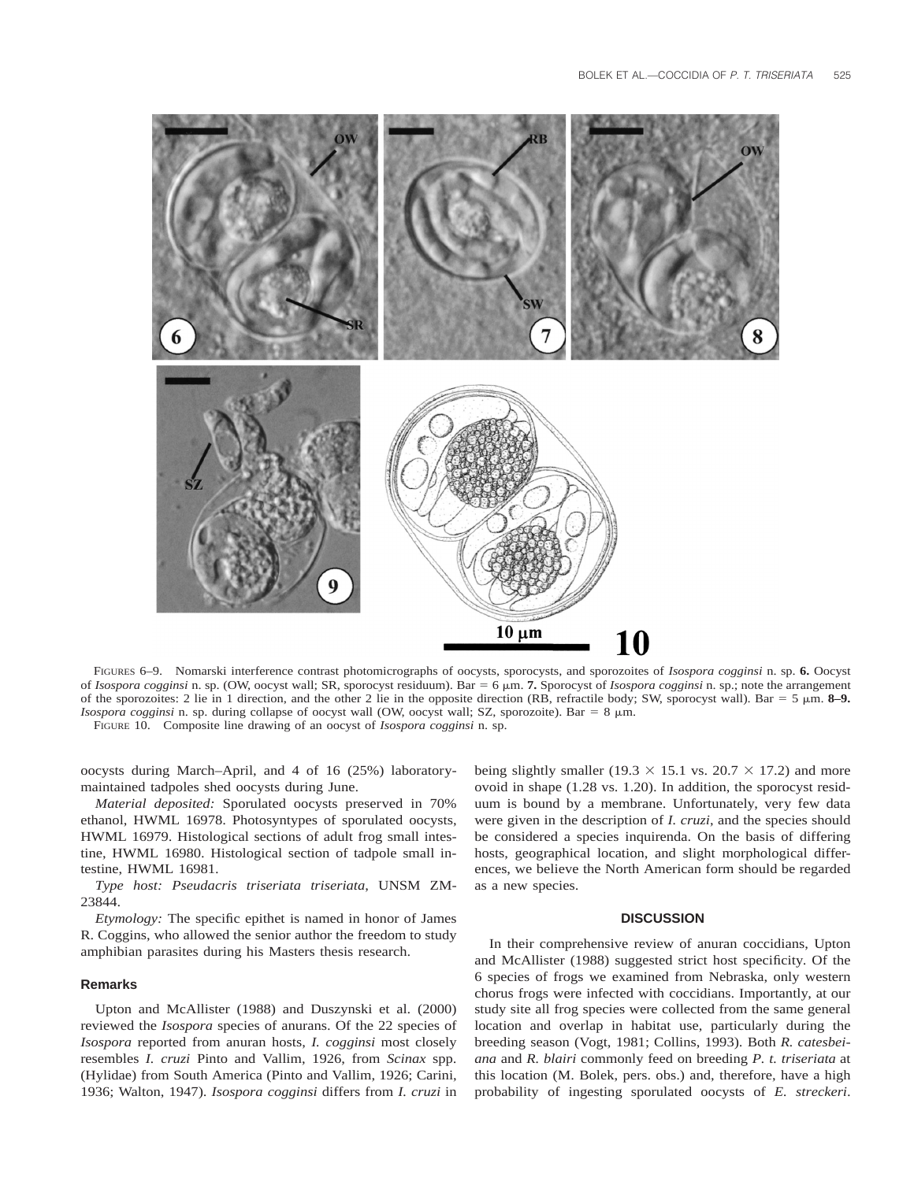FIGURES 6–9. Nomarski interference contrast photomicrographs of oocysts, sporocysts, and sporozoites of *Isospora cogginsi* n. sp. **6.** Oocyst of *Isospora cogginsi* n. sp. (OW, oocyst wall; SR, sporocyst residuum). Bar = 6 μm. **7.** Sporocyst of *Isospora cogginsi* n. sp.; note the arrangement of the sporozoites: 2 lie in 1 direction, and the other 2 lie in the opposite direction (RB, refractile body; SW, sporocyst wall). Bar = 5 μm. **8–9.** *Isospora cogginsi* n. sp. during collapse of oocyst wall (OW, oocyst wall; SZ, sporozoite). Bar = 8 μm.

FIGURE 10. Composite line drawing of an oocyst of *Isospora cogginsi* n. sp.

oocysts during March–April, and 4 of 16 (25%) laboratory-maintained tadpoles shed oocysts during June.

*Material deposited:* Sporulated oocysts preserved in 70% ethanol, HWML 16978. Photosyntypes of sporulated oocysts, HWML 16979. Histological sections of adult frog small intestine, HWML 16980. Histological section of tadpole small intestine, HWML 16981.

*Type host: Pseudacris triseriata triseriata*, UNSM ZM-23844.

*Etymology:* The specific epithet is named in honor of James R. Coggins, who allowed the senior author the freedom to study amphibian parasites during his Masters thesis research.

### Remarks

Upton and McAllister (1988) and Duszynski et al. (2000) reviewed the *Isospora* species of anurans. Of the 22 species of *Isospora* reported from anuran hosts, *I. cogginsi* most closely resembles *I. cruzi* Pinto and Vallim, 1926, from *Scinax* spp. (Hylidae) from South America (Pinto and Vallim, 1926; Carini, 1936; Walton, 1947). *Isospora cogginsi* differs from *I. cruzi* in being slightly smaller (19.3 × 15.1 vs. 20.7 × 17.2) and more ovoid in shape (1.28 vs. 1.20). In addition, the sporocyst residuum is bound by a membrane. Unfortunately, very few data were given in the description of *I. cruzi*, and the species should be considered a species inquirenda. On the basis of differing hosts, geographical location, and slight morphological differences, we believe the North American form should be regarded as a new species.

## DISCUSSION

In their comprehensive review of anuran coccidians, Upton and McAllister (1988) suggested strict host specificity. Of the 6 species of frogs we examined from Nebraska, only western chorus frogs were infected with coccidians. Importantly, at our study site all frog species were collected from the same general location and overlap in habitat use, particularly during the breeding season (Vogt, 1981; Collins, 1993). Both *R. catesbeiana* and *R. blairi* commonly feed on breeding *P. t. triseriata* at this location (M. Bolek, pers. obs.) and, therefore, have a high probability of ingesting sporulated oocysts of *E. streckeri*.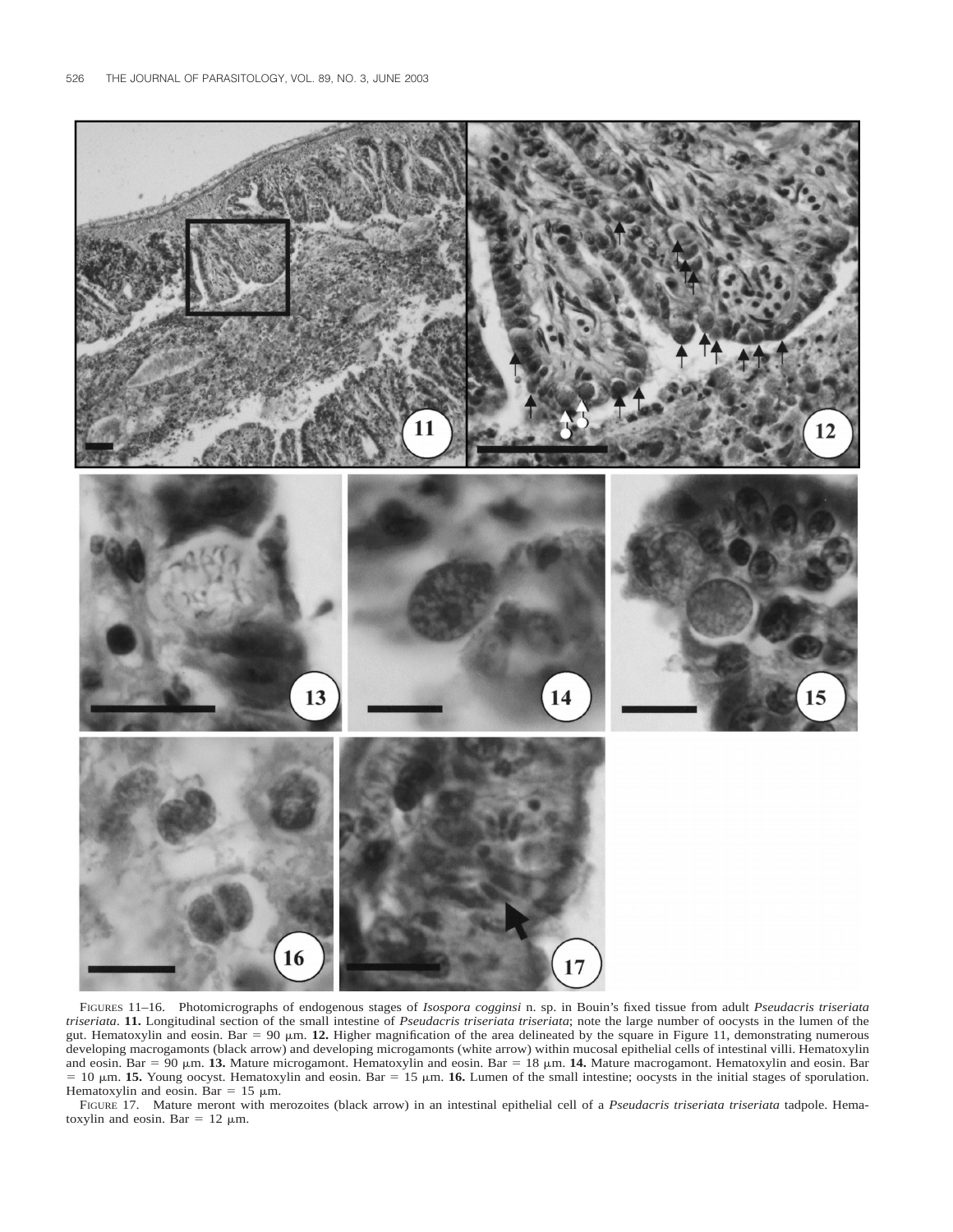FIGURES 11–16. Photomicrographs of endogenous stages of *Isospora cogginsi* n. sp. in Bouin's fixed tissue from adult *Pseudacris triseriata triseriata*. **11.** Longitudinal section of the small intestine of *Pseudacris triseriata triseriata*; note the large number of oocysts in the lumen of the gut. Hematoxylin and eosin. Bar = 90 μm. **12.** Higher magnification of the area delineated by the square in Figure 11, demonstrating numerous developing macrogamonts (black arrow) and developing microgamonts (white arrow) within mucosal epithelial cells of intestinal villi. Hematoxylin and eosin. Bar = 90 μm. **13.** Mature microgamont. Hematoxylin and eosin. Bar = 18 μm. **14.** Mature macrogamont. Hematoxylin and eosin. Bar = 10 μm. **15.** Young oocyst. Hematoxylin and eosin. Bar = 15 μm. **16.** Lumen of the small intestine; oocysts in the initial stages of sporulation. Hematoxylin and eosin. Bar = 15 μm.

FIGURE 17. Mature meront with merozoites (black arrow) in an intestinal epithelial cell of a *Pseudacris triseriata triseriata* tadpole. Hematoxylin and eosin. Bar = 12 μm.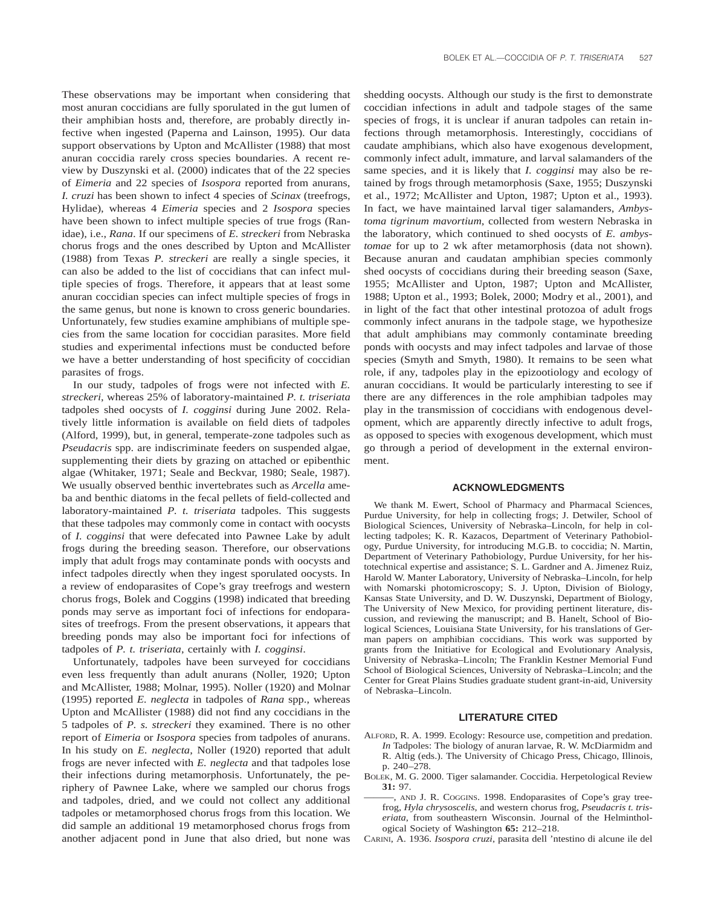These observations may be important when considering that most anuran coccidians are fully sporulated in the gut lumen of their amphibian hosts and, therefore, are probably directly infective when ingested (Paperna and Lainson, 1995). Our data support observations by Upton and McAllister (1988) that most anuran coccidia rarely cross species boundaries. A recent review by Duszynski et al. (2000) indicates that of the 22 species of *Eimeria* and 22 species of *Isospora* reported from anurans, *I. cruzi* has been shown to infect 4 species of *Scinax* (treefrogs, Hylidae), whereas 4 *Eimeria* species and 2 *Isospora* species have been shown to infect multiple species of true frogs (Ranidae), i.e., *Rana*. If our specimens of *E. streckeri* from Nebraska chorus frogs and the ones described by Upton and McAllister (1988) from Texas *P. streckeri* are really a single species, it can also be added to the list of coccidians that can infect multiple species of frogs. Therefore, it appears that at least some anuran coccidian species can infect multiple species of frogs in the same genus, but none is known to cross generic boundaries. Unfortunately, few studies examine amphibians of multiple species from the same location for coccidian parasites. More field studies and experimental infections must be conducted before we have a better understanding of host specificity of coccidian parasites of frogs.

In our study, tadpoles of frogs were not infected with *E. streckeri*, whereas 25% of laboratory-maintained *P. t. triseriata* tadpoles shed oocysts of *I. cogginsi* during June 2002. Relatively little information is available on field diets of tadpoles (Alford, 1999), but, in general, temperate-zone tadpoles such as *Pseudacris* spp. are indiscriminate feeders on suspended algae, supplementing their diets by grazing on attached or epibenthic algae (Whitaker, 1971; Seale and Beckvar, 1980; Seale, 1987). We usually observed benthic invertebrates such as *Arcella* ameba and benthic diatoms in the fecal pellets of field-collected and laboratory-maintained *P. t. triseriata* tadpoles. This suggests that these tadpoles may commonly come in contact with oocysts of *I. cogginsi* that were defecated into Pawnee Lake by adult frogs during the breeding season. Therefore, our observations imply that adult frogs may contaminate ponds with oocysts and infect tadpoles directly when they ingest sporulated oocysts. In a review of endoparasites of Cope's gray treefrogs and western chorus frogs, Bolek and Coggins (1998) indicated that breeding ponds may serve as important foci of infections for endoparasites of treefrogs. From the present observations, it appears that breeding ponds may also be important foci for infections of tadpoles of *P. t. triseriata*, certainly with *I. cogginsi*.

Unfortunately, tadpoles have been surveyed for coccidians even less frequently than adult anurans (Noller, 1920; Upton and McAllister, 1988; Molnar, 1995). Noller (1920) and Molnar (1995) reported *E. neglecta* in tadpoles of *Rana* spp., whereas Upton and McAllister (1988) did not find any coccidians in the 5 tadpoles of *P. s. streckeri* they examined. There is no other report of *Eimeria* or *Isospora* species from tadpoles of anurans. In his study on *E. neglecta*, Noller (1920) reported that adult frogs are never infected with *E. neglecta* and that tadpoles lose their infections during metamorphosis. Unfortunately, the periphery of Pawnee Lake, where we sampled our chorus frogs and tadpoles, dried, and we could not collect any additional tadpoles or metamorphosed chorus frogs from this location. We did sample an additional 19 metamorphosed chorus frogs from another adjacent pond in June that also dried, but none was shedding oocysts. Although our study is the first to demonstrate coccidian infections in adult and tadpole stages of the same species of frogs, it is unclear if anuran tadpoles can retain infections through metamorphosis. Interestingly, coccidians of caudate amphibians, which also have exogenous development, commonly infect adult, immature, and larval salamanders of the same species, and it is likely that *I. cogginsi* may also be retained by frogs through metamorphosis (Saxe, 1955; Duszynski et al., 1972; McAllister and Upton, 1987; Upton et al., 1993). In fact, we have maintained larval tiger salamanders, *Ambystoma tigrinum mavortium*, collected from western Nebraska in the laboratory, which continued to shed oocysts of *E. ambystomae* for up to 2 wk after metamorphosis (data not shown). Because anuran and caudatan amphibian species commonly shed oocysts of coccidians during their breeding season (Saxe, 1955; McAllister and Upton, 1987; Upton and McAllister, 1988; Upton et al., 1993; Bolek, 2000; Modry et al., 2001), and in light of the fact that other intestinal protozoa of adult frogs commonly infect anurans in the tadpole stage, we hypothesize that adult amphibians may commonly contaminate breeding ponds with oocysts and may infect tadpoles and larvae of those species (Smyth and Smyth, 1980). It remains to be seen what role, if any, tadpoles play in the epizootiology and ecology of anuran coccidians. It would be particularly interesting to see if there are any differences in the role amphibian tadpoles may play in the transmission of coccidians with endogenous development, which are apparently directly infective to adult frogs, as opposed to species with exogenous development, which must go through a period of development in the external environment.

## ACKNOWLEDGMENTS

We thank M. Ewert, School of Pharmacy and Pharmacal Sciences, Purdue University, for help in collecting frogs; J. Detwiler, School of Biological Sciences, University of Nebraska–Lincoln, for help in collecting tadpoles; K. R. Kazacos, Department of Veterinary Pathobiology, Purdue University, for introducing M.G.B. to coccidia; N. Martin, Department of Veterinary Pathobiology, Purdue University, for her histotechnical expertise and assistance; S. L. Gardner and A. Jimenez Ruiz, Harold W. Manter Laboratory, University of Nebraska–Lincoln, for help with Nomarski photomicroscopy; S. J. Upton, Division of Biology, Kansas State University, and D. W. Duszynski, Department of Biology, The University of New Mexico, for providing pertinent literature, discussion, and reviewing the manuscript; and B. Hanelt, School of Biological Sciences, Louisiana State University, for his translations of German papers on amphibian coccidians. This work was supported by grants from the Initiative for Ecological and Evolutionary Analysis, University of Nebraska–Lincoln; The Franklin Kestner Memorial Fund School of Biological Sciences, University of Nebraska–Lincoln; and the Center for Great Plains Studies graduate student grant-in-aid, University of Nebraska–Lincoln.

## LITERATURE CITED

ALFORD, R. A. 1999. Ecology: Resource use, competition and predation. *In* Tadpoles: The biology of anuran larvae, R. W. McDiarmidm and R. Altig (eds.). The University of Chicago Press, Chicago, Illinois, p. 240–278.

BOLEK, M. G. 2000. Tiger salamander. Coccidia. Herpetological Review **31:** 97.

———, AND J. R. COGGINS. 1998. Endoparasites of Cope's gray treefrog, *Hyla chrysoscelis*, and western chorus frog, *Pseudacris t. triseriata*, from southeastern Wisconsin. Journal of the Helminthological Society of Washington **65:** 212–218.

CARINI, A. 1936. *Isospora cruzi*, parasita dell 'ntestino di alcune ile del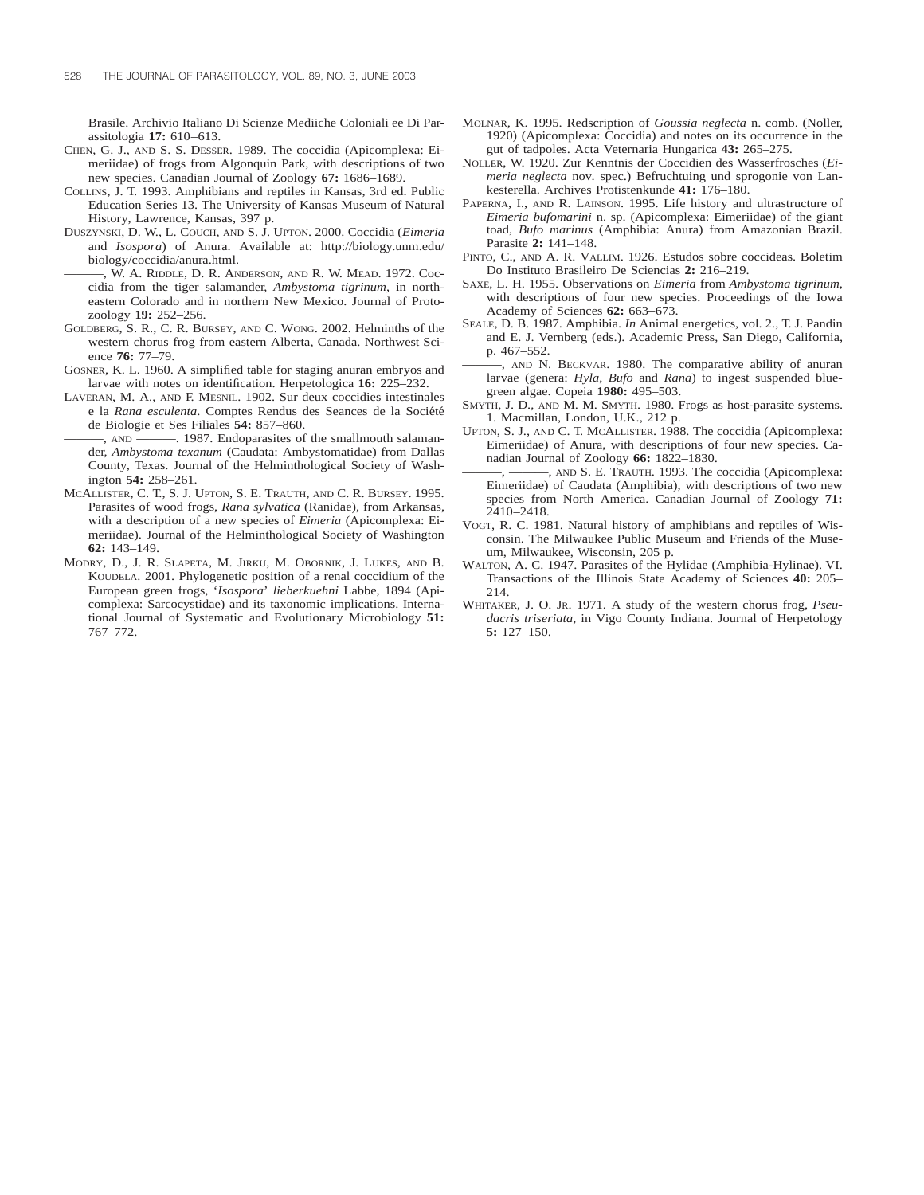Brasile. Archivio Italiano Di Scienze Mediiche Coloniali ee Di Parassitologia **17:** 610–613.

CHEN, G. J., AND S. S. DESSER. 1989. The coccidia (Apicomplexa: Eimeriidae) of frogs from Algonquin Park, with descriptions of two new species. Canadian Journal of Zoology **67:** 1686–1689.

COLLINS, J. T. 1993. Amphibians and reptiles in Kansas, 3rd ed. Public Education Series 13. The University of Kansas Museum of Natural History, Lawrence, Kansas, 397 p.

DUSZYNSKI, D. W., L. COUCH, AND S. J. UPTON. 2000. Coccidia (*Eimeria* and *Isospora*) of Anura. Available at: http://biology.unm.edu/biology/coccidia/anura.html.

———, W. A. RIDDLE, D. R. ANDERSON, AND R. W. MEAD. 1972. Coccidia from the tiger salamander, *Ambystoma tigrinum*, in northeastern Colorado and in northern New Mexico. Journal of Protozoology **19:** 252–256.

GOLDBERG, S. R., C. R. BURSEY, AND C. WONG. 2002. Helminths of the western chorus frog from eastern Alberta, Canada. Northwest Science **76:** 77–79.

GOSNER, K. L. 1960. A simplified table for staging anuran embryos and larvae with notes on identification. Herpetologica **16:** 225–232.

LAVERAN, M. A., AND F. MESNIL. 1902. Sur deux coccidies intestinales e la *Rana esculenta*. Comptes Rendus des Seances de la Société de Biologie et Ses Filiales **54:** 857–860.

———, AND ———. 1987. Endoparasites of the smallmouth salamander, *Ambystoma texanum* (Caudata: Ambystomatidae) from Dallas County, Texas. Journal of the Helminthological Society of Washington **54:** 258–261.

MCALLISTER, C. T., S. J. UPTON, S. E. TRAUTH, AND C. R. BURSEY. 1995. Parasites of wood frogs, *Rana sylvatica* (Ranidae), from Arkansas, with a description of a new species of *Eimeria* (Apicomplexa: Eimeriidae). Journal of the Helminthological Society of Washington **62:** 143–149.

MODRY, D., J. R. SLAPETA, M. JIRKU, M. OBORNIK, J. LUKES, AND B. KOUDELA. 2001. Phylogenetic position of a renal coccidium of the European green frogs, '*Isospora*' *lieberkuehni* Labbe, 1894 (Apicomplexa: Sarcocystidae) and its taxonomic implications. International Journal of Systematic and Evolutionary Microbiology **51:** 767–772.

MOLNAR, K. 1995. Redscription of *Goussia neglecta* n. comb. (Noller, 1920) (Apicomplexa: Coccidia) and notes on its occurrence in the gut of tadpoles. Acta Veternaria Hungarica **43:** 265–275.

NOLLER, W. 1920. Zur Kenntnis der Coccidien des Wasserfrosches (*Eimeria neglecta* nov. spec.) Befruchtuing und sprogonie von Lankesterella. Archives Protistenkunde **41:** 176–180.

PAPERNA, I., AND R. LAINSON. 1995. Life history and ultrastructure of *Eimeria bufomarini* n. sp. (Apicomplexa: Eimeriidae) of the giant toad, *Bufo marinus* (Amphibia: Anura) from Amazonian Brazil. Parasite **2:** 141–148.

PINTO, C., AND A. R. VALLIM. 1926. Estudos sobre coccideas. Boletim Do Instituto Brasileiro De Sciencias **2:** 216–219.

SAXE, L. H. 1955. Observations on *Eimeria* from *Ambystoma tigrinum*, with descriptions of four new species. Proceedings of the Iowa Academy of Sciences **62:** 663–673.

SEALE, D. B. 1987. Amphibia. *In* Animal energetics, vol. 2., T. J. Pandin and E. J. Vernberg (eds.). Academic Press, San Diego, California, p. 467–552.

———, AND N. BECKVAR. 1980. The comparative ability of anuran larvae (genera: *Hyla*, *Bufo* and *Rana*) to ingest suspended blue-green algae. Copeia **1980:** 495–503.

SMYTH, J. D., AND M. M. SMYTH. 1980. Frogs as host-parasite systems. 1. Macmillan, London, U.K., 212 p.

UPTON, S. J., AND C. T. MCALLISTER. 1988. The coccidia (Apicomplexa: Eimeriidae) of Anura, with descriptions of four new species. Canadian Journal of Zoology **66:** 1822–1830.

———, ———, AND S. E. TRAUTH. 1993. The coccidia (Apicomplexa: Eimeriidae) of Caudata (Amphibia), with descriptions of two new species from North America. Canadian Journal of Zoology **71:** 2410–2418.

VOGT, R. C. 1981. Natural history of amphibians and reptiles of Wisconsin. The Milwaukee Public Museum and Friends of the Museum, Milwaukee, Wisconsin, 205 p.

WALTON, A. C. 1947. Parasites of the Hylidae (Amphibia-Hylinae). VI. Transactions of the Illinois State Academy of Sciences **40:** 205–214.

WHITAKER, J. O. JR. 1971. A study of the western chorus frog, *Pseudacris triseriata*, in Vigo County Indiana. Journal of Herpetology **5:** 127–150.